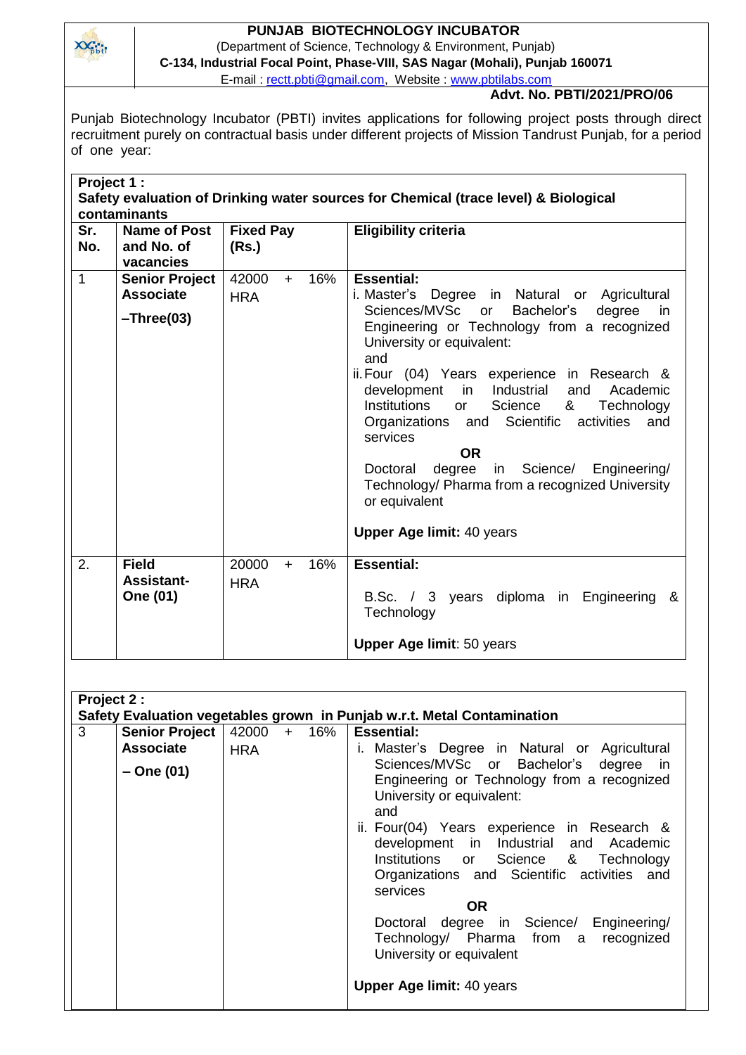# PUNJAB BIOTECHNOLOGY INCUBATOR

(Department of Science, Technology & Environment, Punjab)

**C-134, Industrial Focal Point, Phase-VIII, SAS Nagar (Mohali), Punjab 160071**

E-mail : rectt.pbti@gmail.com, Website : www.pbtilabs.com

**Advt. No. PBTI/2021/PRO/06**

Punjab Biotechnology Incubator (PBTI) invites applications for following project posts through direct recruitment purely on contractual basis under different projects of Mission Tandrust Punjab, for a period of one year:

**Project 1 :**
**Safety evaluation of Drinking water sources for Chemical (trace level) & Biological contaminants**

| Sr. No. | Name of Post and No. of vacancies | Fixed Pay (Rs.) | Eligibility criteria |
|---|---|---|---|
| 1 | **Senior Project Associate –Three(03)** | 42000 + 16% HRA | **Essential:**<br>i. Master's Degree in Natural or Agricultural Sciences/MVSc or Bachelor's degree in Engineering or Technology from a recognized University or equivalent:<br>and<br>ii. Four (04) Years experience in Research & development in Industrial and Academic Institutions or Science & Technology Organizations and Scientific activities and services<br>**OR**<br>Doctoral degree in Science/ Engineering/ Technology/ Pharma from a recognized University or equivalent<br><br>**Upper Age limit:** 40 years |
| 2. | **Field Assistant- One (01)** | 20000 + 16% HRA | **Essential:**<br><br>B.Sc. / 3 years diploma in Engineering & Technology<br><br>**Upper Age limit**: 50 years |

**Project 2 :**
**Safety Evaluation vegetables grown in Punjab w.r.t. Metal Contamination**

| Sr. No. | Name of Post and No. of vacancies | Fixed Pay (Rs.) | Eligibility criteria |
|---|---|---|---|
| 3 | **Senior Project Associate – One (01)** | 42000 + 16% HRA | **Essential:**<br>i. Master's Degree in Natural or Agricultural Sciences/MVSc or Bachelor's degree in Engineering or Technology from a recognized University or equivalent:<br>and<br>ii. Four(04) Years experience in Research & development in Industrial and Academic Institutions or Science & Technology Organizations and Scientific activities and services<br>**OR**<br>Doctoral degree in Science/ Engineering/ Technology/ Pharma from a recognized University or equivalent<br><br>**Upper Age limit:** 40 years |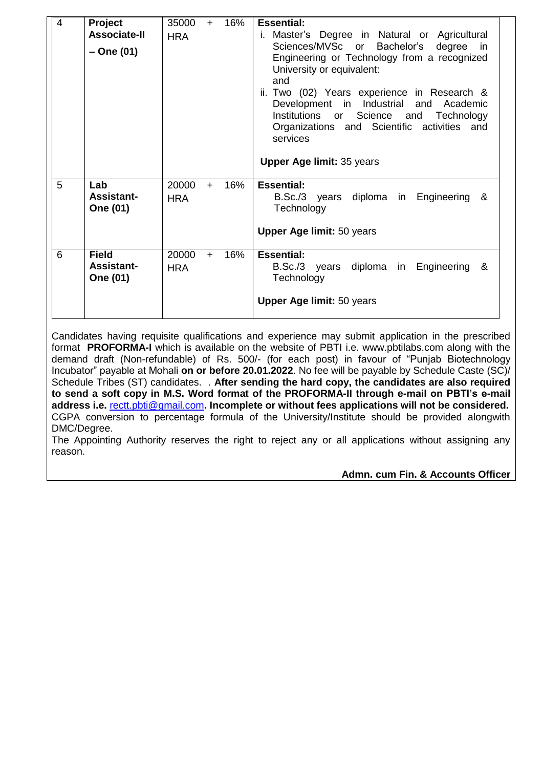| | | | |
|---|---|---|---|
| 4 | **Project Associate-II – One (01)** | 35000 + 16% HRA | **Essential:**<br>i. Master's Degree in Natural or Agricultural Sciences/MVSc or Bachelor's degree in Engineering or Technology from a recognized University or equivalent:<br>and<br>ii. Two (02) Years experience in Research & Development in Industrial and Academic Institutions or Science and Technology Organizations and Scientific activities and services<br><br>**Upper Age limit:** 35 years |
| 5 | **Lab Assistant- One (01)** | 20000 + 16% HRA | **Essential:**<br>B.Sc./3 years diploma in Engineering & Technology<br><br>**Upper Age limit:** 50 years |
| 6 | **Field Assistant- One (01)** | 20000 + 16% HRA | **Essential:**<br>B.Sc./3 years diploma in Engineering & Technology<br><br>**Upper Age limit:** 50 years |

Candidates having requisite qualifications and experience may submit application in the prescribed format **PROFORMA-I** which is available on the website of PBTI i.e. www.pbtilabs.com along with the demand draft (Non-refundable) of Rs. 500/- (for each post) in favour of "Punjab Biotechnology Incubator" payable at Mohali **on or before 20.01.2022**. No fee will be payable by Schedule Caste (SC)/ Schedule Tribes (ST) candidates. . **After sending the hard copy, the candidates are also required to send a soft copy in M.S. Word format of the PROFORMA-II through e-mail on PBTI's e-mail address i.e.** rectt.pbti@gmail.com**. Incomplete or without fees applications will not be considered.** CGPA conversion to percentage formula of the University/Institute should be provided alongwith DMC/Degree.

The Appointing Authority reserves the right to reject any or all applications without assigning any reason.

**Admn. cum Fin. & Accounts Officer**